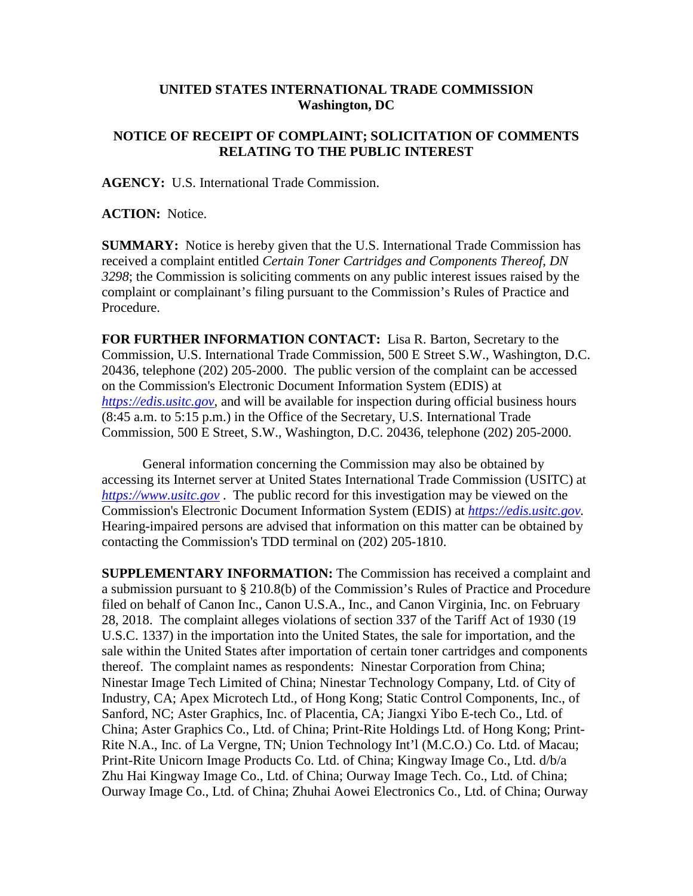**UNITED STATES INTERNATIONAL TRADE COMMISSION**
**Washington, DC**

**NOTICE OF RECEIPT OF COMPLAINT; SOLICITATION OF COMMENTS RELATING TO THE PUBLIC INTEREST**

**AGENCY:** U.S. International Trade Commission.

**ACTION:** Notice.

**SUMMARY:** Notice is hereby given that the U.S. International Trade Commission has received a complaint entitled *Certain Toner Cartridges and Components Thereof, DN 3298*; the Commission is soliciting comments on any public interest issues raised by the complaint or complainant's filing pursuant to the Commission's Rules of Practice and Procedure.

**FOR FURTHER INFORMATION CONTACT:** Lisa R. Barton, Secretary to the Commission, U.S. International Trade Commission, 500 E Street S.W., Washington, D.C. 20436, telephone (202) 205-2000. The public version of the complaint can be accessed on the Commission's Electronic Document Information System (EDIS) at *https://edis.usitc.gov*, and will be available for inspection during official business hours (8:45 a.m. to 5:15 p.m.) in the Office of the Secretary, U.S. International Trade Commission, 500 E Street, S.W., Washington, D.C. 20436, telephone (202) 205-2000.

General information concerning the Commission may also be obtained by accessing its Internet server at United States International Trade Commission (USITC) at *https://www.usitc.gov* . The public record for this investigation may be viewed on the Commission's Electronic Document Information System (EDIS) at *https://edis.usitc.gov.* Hearing-impaired persons are advised that information on this matter can be obtained by contacting the Commission's TDD terminal on (202) 205-1810.

**SUPPLEMENTARY INFORMATION:** The Commission has received a complaint and a submission pursuant to § 210.8(b) of the Commission's Rules of Practice and Procedure filed on behalf of Canon Inc., Canon U.S.A., Inc., and Canon Virginia, Inc. on February 28, 2018. The complaint alleges violations of section 337 of the Tariff Act of 1930 (19 U.S.C. 1337) in the importation into the United States, the sale for importation, and the sale within the United States after importation of certain toner cartridges and components thereof. The complaint names as respondents: Ninestar Corporation from China; Ninestar Image Tech Limited of China; Ninestar Technology Company, Ltd. of City of Industry, CA; Apex Microtech Ltd., of Hong Kong; Static Control Components, Inc., of Sanford, NC; Aster Graphics, Inc. of Placentia, CA; Jiangxi Yibo E-tech Co., Ltd. of China; Aster Graphics Co., Ltd. of China; Print-Rite Holdings Ltd. of Hong Kong; Print-Rite N.A., Inc. of La Vergne, TN; Union Technology Int'l (M.C.O.) Co. Ltd. of Macau; Print-Rite Unicorn Image Products Co. Ltd. of China; Kingway Image Co., Ltd. d/b/a Zhu Hai Kingway Image Co., Ltd. of China; Ourway Image Tech. Co., Ltd. of China; Ourway Image Co., Ltd. of China; Zhuhai Aowei Electronics Co., Ltd. of China; Ourway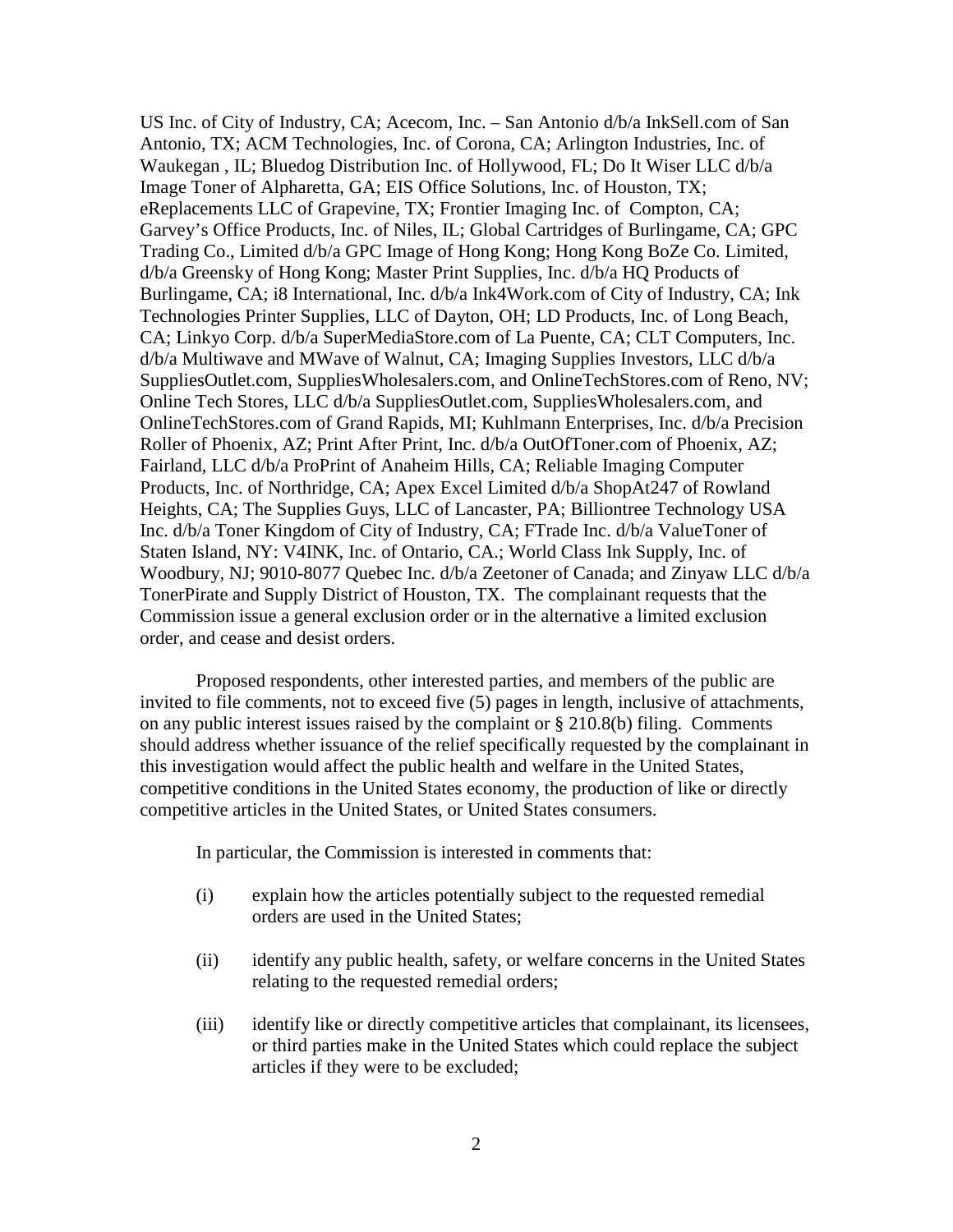US Inc. of City of Industry, CA; Acecom, Inc. – San Antonio d/b/a InkSell.com of San Antonio, TX; ACM Technologies, Inc. of Corona, CA; Arlington Industries, Inc. of Waukegan , IL; Bluedog Distribution Inc. of Hollywood, FL; Do It Wiser LLC d/b/a Image Toner of Alpharetta, GA; EIS Office Solutions, Inc. of Houston, TX; eReplacements LLC of Grapevine, TX; Frontier Imaging Inc. of Compton, CA; Garvey's Office Products, Inc. of Niles, IL; Global Cartridges of Burlingame, CA; GPC Trading Co., Limited d/b/a GPC Image of Hong Kong; Hong Kong BoZe Co. Limited, d/b/a Greensky of Hong Kong; Master Print Supplies, Inc. d/b/a HQ Products of Burlingame, CA; i8 International, Inc. d/b/a Ink4Work.com of City of Industry, CA; Ink Technologies Printer Supplies, LLC of Dayton, OH; LD Products, Inc. of Long Beach, CA; Linkyo Corp. d/b/a SuperMediaStore.com of La Puente, CA; CLT Computers, Inc. d/b/a Multiwave and MWave of Walnut, CA; Imaging Supplies Investors, LLC d/b/a SuppliesOutlet.com, SuppliesWholesalers.com, and OnlineTechStores.com of Reno, NV; Online Tech Stores, LLC d/b/a SuppliesOutlet.com, SuppliesWholesalers.com, and OnlineTechStores.com of Grand Rapids, MI; Kuhlmann Enterprises, Inc. d/b/a Precision Roller of Phoenix, AZ; Print After Print, Inc. d/b/a OutOfToner.com of Phoenix, AZ; Fairland, LLC d/b/a ProPrint of Anaheim Hills, CA; Reliable Imaging Computer Products, Inc. of Northridge, CA; Apex Excel Limited d/b/a ShopAt247 of Rowland Heights, CA; The Supplies Guys, LLC of Lancaster, PA; Billiontree Technology USA Inc. d/b/a Toner Kingdom of City of Industry, CA; FTrade Inc. d/b/a ValueToner of Staten Island, NY: V4INK, Inc. of Ontario, CA.; World Class Ink Supply, Inc. of Woodbury, NJ; 9010-8077 Quebec Inc. d/b/a Zeetoner of Canada; and Zinyaw LLC d/b/a TonerPirate and Supply District of Houston, TX. The complainant requests that the Commission issue a general exclusion order or in the alternative a limited exclusion order, and cease and desist orders.

Proposed respondents, other interested parties, and members of the public are invited to file comments, not to exceed five (5) pages in length, inclusive of attachments, on any public interest issues raised by the complaint or § 210.8(b) filing. Comments should address whether issuance of the relief specifically requested by the complainant in this investigation would affect the public health and welfare in the United States, competitive conditions in the United States economy, the production of like or directly competitive articles in the United States, or United States consumers.

In particular, the Commission is interested in comments that:

(i) explain how the articles potentially subject to the requested remedial orders are used in the United States;

(ii) identify any public health, safety, or welfare concerns in the United States relating to the requested remedial orders;

(iii) identify like or directly competitive articles that complainant, its licensees, or third parties make in the United States which could replace the subject articles if they were to be excluded;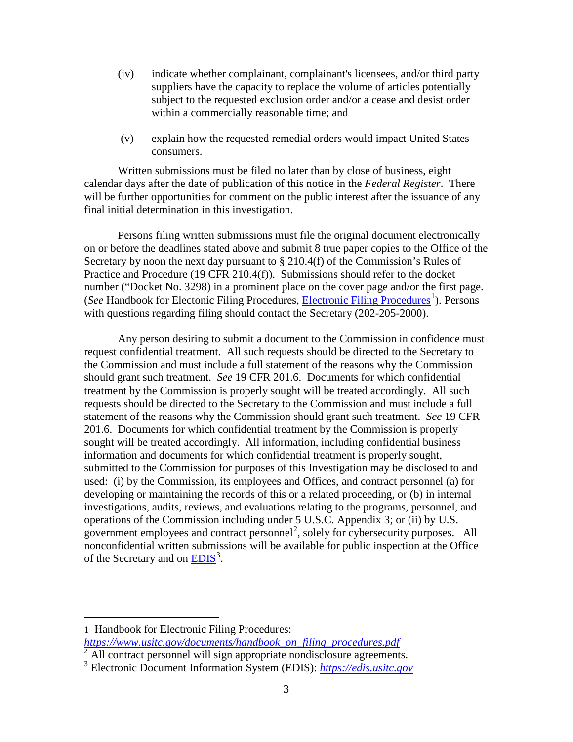(iv) indicate whether complainant, complainant's licensees, and/or third party suppliers have the capacity to replace the volume of articles potentially subject to the requested exclusion order and/or a cease and desist order within a commercially reasonable time; and

(v) explain how the requested remedial orders would impact United States consumers.

Written submissions must be filed no later than by close of business, eight calendar days after the date of publication of this notice in the *Federal Register*. There will be further opportunities for comment on the public interest after the issuance of any final initial determination in this investigation.

Persons filing written submissions must file the original document electronically on or before the deadlines stated above and submit 8 true paper copies to the Office of the Secretary by noon the next day pursuant to § 210.4(f) of the Commission's Rules of Practice and Procedure (19 CFR 210.4(f)). Submissions should refer to the docket number ("Docket No. 3298) in a prominent place on the cover page and/or the first page. (*See* Handbook for Electonic Filing Procedures, [Electronic Filing Procedures][1]). Persons with questions regarding filing should contact the Secretary (202-205-2000).

Any person desiring to submit a document to the Commission in confidence must request confidential treatment. All such requests should be directed to the Secretary to the Commission and must include a full statement of the reasons why the Commission should grant such treatment. *See* 19 CFR 201.6. Documents for which confidential treatment by the Commission is properly sought will be treated accordingly. All such requests should be directed to the Secretary to the Commission and must include a full statement of the reasons why the Commission should grant such treatment. *See* 19 CFR 201.6. Documents for which confidential treatment by the Commission is properly sought will be treated accordingly. All information, including confidential business information and documents for which confidential treatment is properly sought, submitted to the Commission for purposes of this Investigation may be disclosed to and used: (i) by the Commission, its employees and Offices, and contract personnel (a) for developing or maintaining the records of this or a related proceeding, or (b) in internal investigations, audits, reviews, and evaluations relating to the programs, personnel, and operations of the Commission including under 5 U.S.C. Appendix 3; or (ii) by U.S. government employees and contract personnel[2], solely for cybersecurity purposes. All nonconfidential written submissions will be available for public inspection at the Office of the Secretary and on [EDIS][3].

---

[1] Handbook for Electronic Filing Procedures: *https://www.usitc.gov/documents/handbook_on_filing_procedures.pdf*

[2] All contract personnel will sign appropriate nondisclosure agreements.

[3] Electronic Document Information System (EDIS): *https://edis.usitc.gov*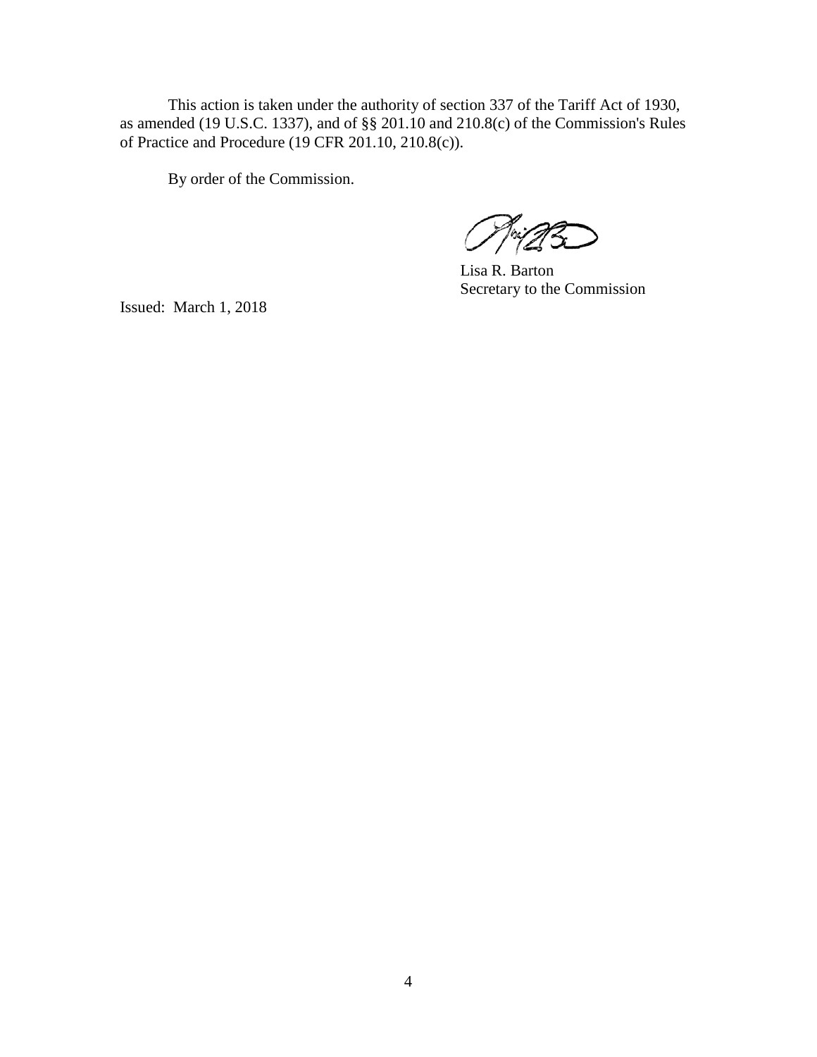This action is taken under the authority of section 337 of the Tariff Act of 1930, as amended (19 U.S.C. 1337), and of §§ 201.10 and 210.8(c) of the Commission's Rules of Practice and Procedure (19 CFR 201.10, 210.8(c)).

By order of the Commission.

Lisa R. Barton
Secretary to the Commission

Issued: March 1, 2018